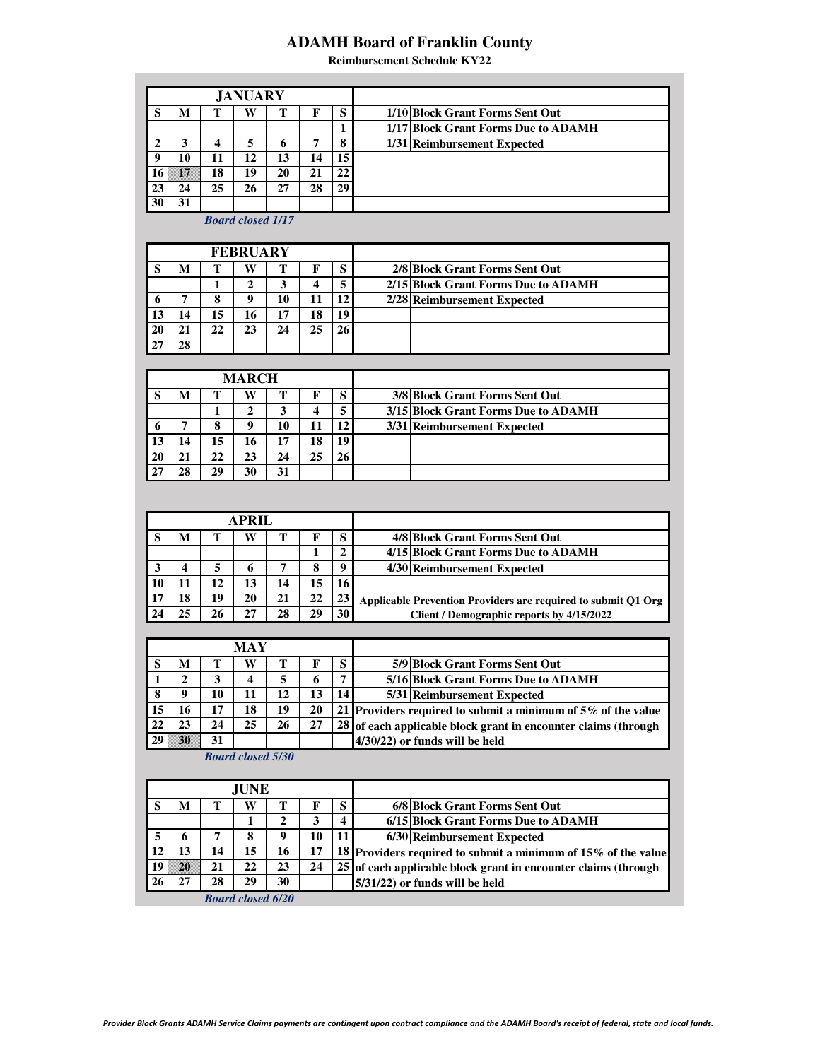# ADAMH Board of Franklin County

**Reimbursement Schedule KY22**

## JANUARY

| S | M | T | W | T | F | S |
|---|---|---|---|---|---|---|
| | | | | | | 1 |
| 2 | 3 | 4 | 5 | 6 | 7 | 8 |
| 9 | 10 | 11 | 12 | 13 | 14 | 15 |
| 16 | 17 | 18 | 19 | 20 | 21 | 22 |
| 23 | 24 | 25 | 26 | 27 | 28 | 29 |
| 30 | 31 | | | | | |

***Board closed 1/17***

| Date | Event |
|---|---|
| 1/10 | Block Grant Forms Sent Out |
| 1/17 | Block Grant Forms Due to ADAMH |
| 1/31 | Reimbursement Expected |

## FEBRUARY

| S | M | T | W | T | F | S |
|---|---|---|---|---|---|---|
| | | 1 | 2 | 3 | 4 | 5 |
| 6 | 7 | 8 | 9 | 10 | 11 | 12 |
| 13 | 14 | 15 | 16 | 17 | 18 | 19 |
| 20 | 21 | 22 | 23 | 24 | 25 | 26 |
| 27 | 28 | | | | | |

| Date | Event |
|---|---|
| 2/8 | Block Grant Forms Sent Out |
| 2/15 | Block Grant Forms Due to ADAMH |
| 2/28 | Reimbursement Expected |

## MARCH

| S | M | T | W | T | F | S |
|---|---|---|---|---|---|---|
| | | 1 | 2 | 3 | 4 | 5 |
| 6 | 7 | 8 | 9 | 10 | 11 | 12 |
| 13 | 14 | 15 | 16 | 17 | 18 | 19 |
| 20 | 21 | 22 | 23 | 24 | 25 | 26 |
| 27 | 28 | 29 | 30 | 31 | | |

| Date | Event |
|---|---|
| 3/8 | Block Grant Forms Sent Out |
| 3/15 | Block Grant Forms Due to ADAMH |
| 3/31 | Reimbursement Expected |

## APRIL

| S | M | T | W | T | F | S |
|---|---|---|---|---|---|---|
| | | | | | 1 | 2 |
| 3 | 4 | 5 | 6 | 7 | 8 | 9 |
| 10 | 11 | 12 | 13 | 14 | 15 | 16 |
| 17 | 18 | 19 | 20 | 21 | 22 | 23 |
| 24 | 25 | 26 | 27 | 28 | 29 | 30 |

| Date | Event |
|---|---|
| 4/8 | Block Grant Forms Sent Out |
| 4/15 | Block Grant Forms Due to ADAMH |
| 4/30 | Reimbursement Expected |

**Applicable Prevention Providers are required to submit Q1 Org Client / Demographic reports by 4/15/2022**

## MAY

| S | M | T | W | T | F | S |
|---|---|---|---|---|---|---|
| 1 | 2 | 3 | 4 | 5 | 6 | 7 |
| 8 | 9 | 10 | 11 | 12 | 13 | 14 |
| 15 | 16 | 17 | 18 | 19 | 20 | 21 |
| 22 | 23 | 24 | 25 | 26 | 27 | 28 |
| 29 | 30 | 31 | | | | |

***Board closed 5/30***

| Date | Event |
|---|---|
| 5/9 | Block Grant Forms Sent Out |
| 5/16 | Block Grant Forms Due to ADAMH |
| 5/31 | Reimbursement Expected |

**Providers required to submit a minimum of 5% of the value of each applicable block grant in encounter claims (through 4/30/22) or funds will be held**

## JUNE

| S | M | T | W | T | F | S |
|---|---|---|---|---|---|---|
| | | | 1 | 2 | 3 | 4 |
| 5 | 6 | 7 | 8 | 9 | 10 | 11 |
| 12 | 13 | 14 | 15 | 16 | 17 | 18 |
| 19 | 20 | 21 | 22 | 23 | 24 | 25 |
| 26 | 27 | 28 | 29 | 30 | | |

***Board closed 6/20***

| Date | Event |
|---|---|
| 6/8 | Block Grant Forms Sent Out |
| 6/15 | Block Grant Forms Due to ADAMH |
| 6/30 | Reimbursement Expected |

**Providers required to submit a minimum of 15% of the value of each applicable block grant in encounter claims (through 5/31/22) or funds will be held**

*Provider Block Grants ADAMH Service Claims payments are contingent upon contract compliance and the ADAMH Board's receipt of federal, state and local funds.*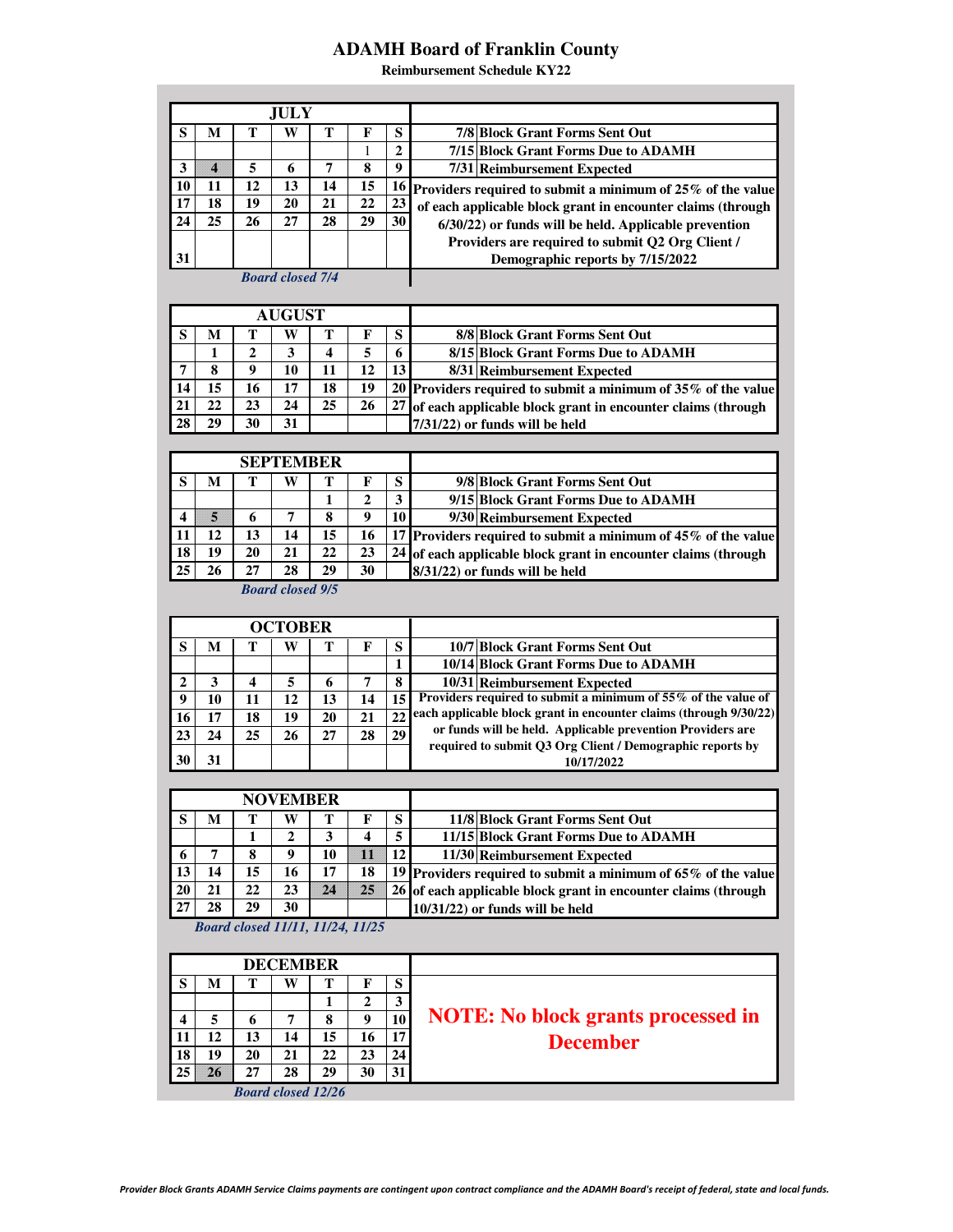# ADAMH Board of Franklin County

**Reimbursement Schedule KY22**

| JULY | | | | | | |
|---|---|---|---|---|---|---|
| S | M | T | W | T | F | S |
| | | | | | 1 | 2 |
| 3 | 4 | 5 | 6 | 7 | 8 | 9 |
| 10 | 11 | 12 | 13 | 14 | 15 | 16 |
| 17 | 18 | 19 | 20 | 21 | 22 | 23 |
| 24 | 25 | 26 | 27 | 28 | 29 | 30 |
| 31 | | | | | | |

*Board closed 7/4*

| Date | Item |
|---|---|
| 7/8 | Block Grant Forms Sent Out |
| 7/15 | Block Grant Forms Due to ADAMH |
| 7/31 | Reimbursement Expected |

**Providers required to submit a minimum of 25% of the value of each applicable block grant in encounter claims (through 6/30/22) or funds will be held. Applicable prevention Providers are required to submit Q2 Org Client / Demographic reports by 7/15/2022**

| AUGUST | | | | | | |
|---|---|---|---|---|---|---|
| S | M | T | W | T | F | S |
| | 1 | 2 | 3 | 4 | 5 | 6 |
| 7 | 8 | 9 | 10 | 11 | 12 | 13 |
| 14 | 15 | 16 | 17 | 18 | 19 | 20 |
| 21 | 22 | 23 | 24 | 25 | 26 | 27 |
| 28 | 29 | 30 | 31 | | | |

| Date | Item |
|---|---|
| 8/8 | Block Grant Forms Sent Out |
| 8/15 | Block Grant Forms Due to ADAMH |
| 8/31 | Reimbursement Expected |

**Providers required to submit a minimum of 35% of the value of each applicable block grant in encounter claims (through 7/31/22) or funds will be held**

| SEPTEMBER | | | | | | |
|---|---|---|---|---|---|---|
| S | M | T | W | T | F | S |
| | | | | 1 | 2 | 3 |
| 4 | 5 | 6 | 7 | 8 | 9 | 10 |
| 11 | 12 | 13 | 14 | 15 | 16 | 17 |
| 18 | 19 | 20 | 21 | 22 | 23 | 24 |
| 25 | 26 | 27 | 28 | 29 | 30 | |

*Board closed 9/5*

| Date | Item |
|---|---|
| 9/8 | Block Grant Forms Sent Out |
| 9/15 | Block Grant Forms Due to ADAMH |
| 9/30 | Reimbursement Expected |

**Providers required to submit a minimum of 45% of the value of each applicable block grant in encounter claims (through 8/31/22) or funds will be held**

| OCTOBER | | | | | | |
|---|---|---|---|---|---|---|
| S | M | T | W | T | F | S |
| | | | | | | 1 |
| 2 | 3 | 4 | 5 | 6 | 7 | 8 |
| 9 | 10 | 11 | 12 | 13 | 14 | 15 |
| 16 | 17 | 18 | 19 | 20 | 21 | 22 |
| 23 | 24 | 25 | 26 | 27 | 28 | 29 |
| 30 | 31 | | | | | |

| Date | Item |
|---|---|
| 10/7 | Block Grant Forms Sent Out |
| 10/14 | Block Grant Forms Due to ADAMH |
| 10/31 | Reimbursement Expected |

**Providers required to submit a minimum of 55% of the value of each applicable block grant in encounter claims (through 9/30/22) or funds will be held. Applicable prevention Providers are required to submit Q3 Org Client / Demographic reports by 10/17/2022**

| NOVEMBER | | | | | | |
|---|---|---|---|---|---|---|
| S | M | T | W | T | F | S |
| | | 1 | 2 | 3 | 4 | 5 |
| 6 | 7 | 8 | 9 | 10 | 11 | 12 |
| 13 | 14 | 15 | 16 | 17 | 18 | 19 |
| 20 | 21 | 22 | 23 | 24 | 25 | 26 |
| 27 | 28 | 29 | 30 | | | |

*Board closed 11/11, 11/24, 11/25*

| Date | Item |
|---|---|
| 11/8 | Block Grant Forms Sent Out |
| 11/15 | Block Grant Forms Due to ADAMH |
| 11/30 | Reimbursement Expected |

**Providers required to submit a minimum of 65% of the value of each applicable block grant in encounter claims (through 10/31/22) or funds will be held**

| DECEMBER | | | | | | |
|---|---|---|---|---|---|---|
| S | M | T | W | T | F | S |
| | | | | 1 | 2 | 3 |
| 4 | 5 | 6 | 7 | 8 | 9 | 10 |
| 11 | 12 | 13 | 14 | 15 | 16 | 17 |
| 18 | 19 | 20 | 21 | 22 | 23 | 24 |
| 25 | 26 | 27 | 28 | 29 | 30 | 31 |

*Board closed 12/26*

**NOTE: No block grants processed in December**

*Provider Block Grants ADAMH Service Claims payments are contingent upon contract compliance and the ADAMH Board's receipt of federal, state and local funds.*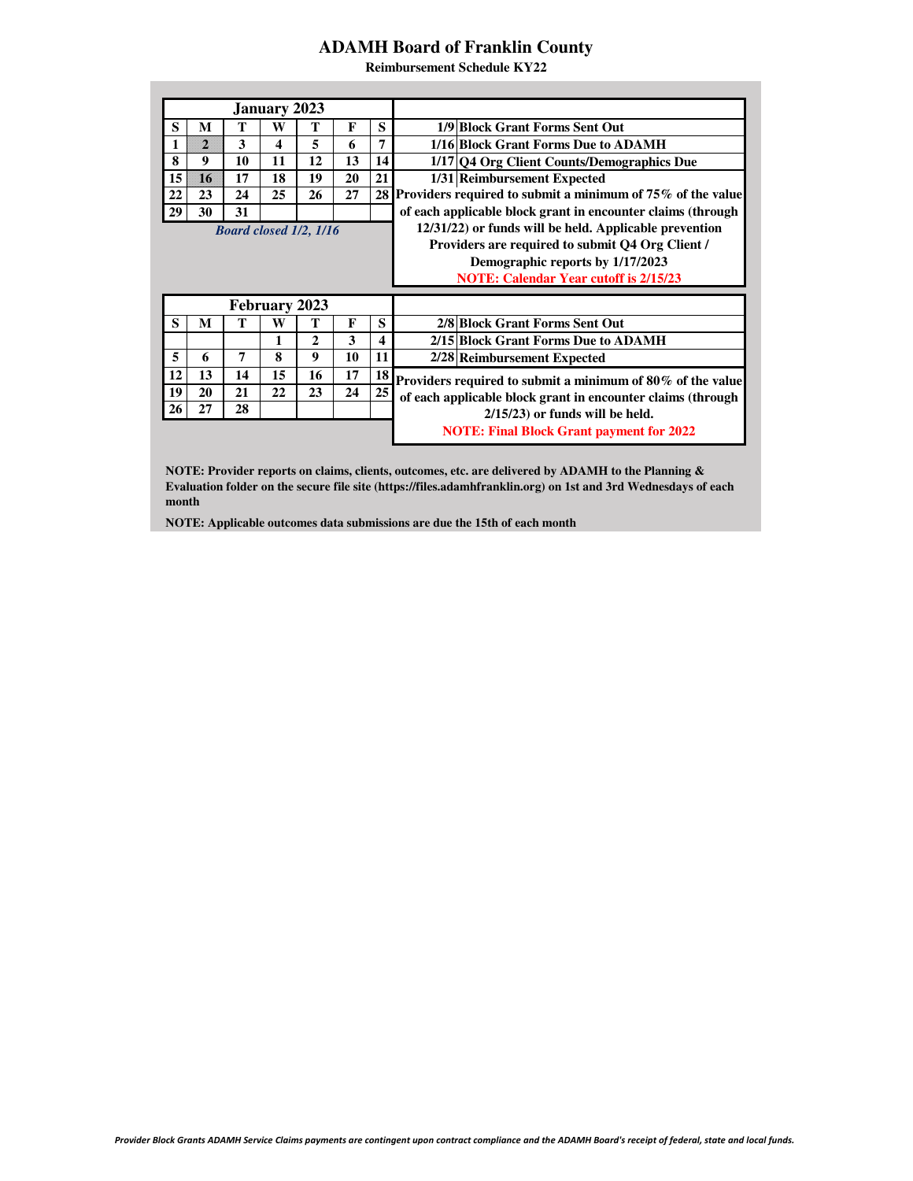# ADAMH Board of Franklin County

**Reimbursement Schedule KY22**

| January 2023 | | | | | | |
|---|---|---|---|---|---|---|
| S | M | T | W | T | F | S |
| 1 | 2 | 3 | 4 | 5 | 6 | 7 |
| 8 | 9 | 10 | 11 | 12 | 13 | 14 |
| 15 | 16 | 17 | 18 | 19 | 20 | 21 |
| 22 | 23 | 24 | 25 | 26 | 27 | 28 |
| 29 | 30 | 31 | | | | |

***Board closed 1/2, 1/16***

| | |
|---|---|
| 1/9 | Block Grant Forms Sent Out |
| 1/16 | Block Grant Forms Due to ADAMH |
| 1/17 | Q4 Org Client Counts/Demographics Due |
| 1/31 | Reimbursement Expected |

**Providers required to submit a minimum of 75% of the value of each applicable block grant in encounter claims (through 12/31/22) or funds will be held. Applicable prevention Providers are required to submit Q4 Org Client / Demographic reports by 1/17/2023**

**NOTE: Calendar Year cutoff is 2/15/23**

| February 2023 | | | | | | |
|---|---|---|---|---|---|---|
| S | M | T | W | T | F | S |
| | | | 1 | 2 | 3 | 4 |
| 5 | 6 | 7 | 8 | 9 | 10 | 11 |
| 12 | 13 | 14 | 15 | 16 | 17 | 18 |
| 19 | 20 | 21 | 22 | 23 | 24 | 25 |
| 26 | 27 | 28 | | | | |

| | |
|---|---|
| 2/8 | Block Grant Forms Sent Out |
| 2/15 | Block Grant Forms Due to ADAMH |
| 2/28 | Reimbursement Expected |

**Providers required to submit a minimum of 80% of the value of each applicable block grant in encounter claims (through 2/15/23) or funds will be held.**

**NOTE: Final Block Grant payment for 2022**

**NOTE: Provider reports on claims, clients, outcomes, etc. are delivered by ADAMH to the Planning & Evaluation folder on the secure file site (https://files.adamhfranklin.org) on 1st and 3rd Wednesdays of each month**

**NOTE: Applicable outcomes data submissions are due the 15th of each month**

*Provider Block Grants ADAMH Service Claims payments are contingent upon contract compliance and the ADAMH Board's receipt of federal, state and local funds.*